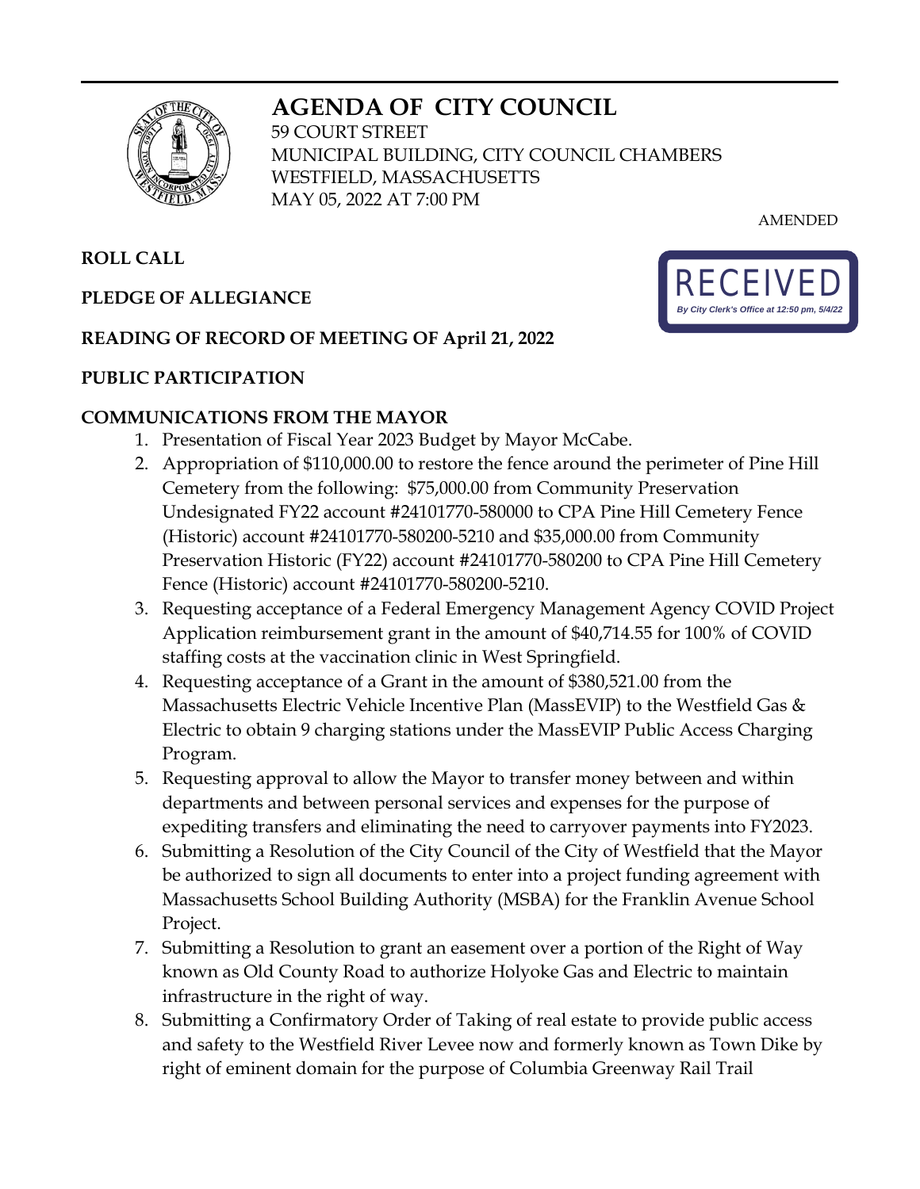# AGENDA OF CITY COUNCIL

59 COURT STREET
MUNICIPAL BUILDING, CITY COUNCIL CHAMBERS
WESTFIELD, MASSACHUSETTS
MAY 05, 2022 AT 7:00 PM

AMENDED

RECEIVED
*By City Clerk's Office at 12:50 pm, 5/4/22*

**ROLL CALL**

**PLEDGE OF ALLEGIANCE**

**READING OF RECORD OF MEETING OF April 21, 2022**

**PUBLIC PARTICIPATION**

**COMMUNICATIONS FROM THE MAYOR**

1. Presentation of Fiscal Year 2023 Budget by Mayor McCabe.
2. Appropriation of $110,000.00 to restore the fence around the perimeter of Pine Hill Cemetery from the following: $75,000.00 from Community Preservation Undesignated FY22 account #24101770-580000 to CPA Pine Hill Cemetery Fence (Historic) account #24101770-580200-5210 and $35,000.00 from Community Preservation Historic (FY22) account #24101770-580200 to CPA Pine Hill Cemetery Fence (Historic) account #24101770-580200-5210.
3. Requesting acceptance of a Federal Emergency Management Agency COVID Project Application reimbursement grant in the amount of $40,714.55 for 100% of COVID staffing costs at the vaccination clinic in West Springfield.
4. Requesting acceptance of a Grant in the amount of $380,521.00 from the Massachusetts Electric Vehicle Incentive Plan (MassEVIP) to the Westfield Gas & Electric to obtain 9 charging stations under the MassEVIP Public Access Charging Program.
5. Requesting approval to allow the Mayor to transfer money between and within departments and between personal services and expenses for the purpose of expediting transfers and eliminating the need to carryover payments into FY2023.
6. Submitting a Resolution of the City Council of the City of Westfield that the Mayor be authorized to sign all documents to enter into a project funding agreement with Massachusetts School Building Authority (MSBA) for the Franklin Avenue School Project.
7. Submitting a Resolution to grant an easement over a portion of the Right of Way known as Old County Road to authorize Holyoke Gas and Electric to maintain infrastructure in the right of way.
8. Submitting a Confirmatory Order of Taking of real estate to provide public access and safety to the Westfield River Levee now and formerly known as Town Dike by right of eminent domain for the purpose of Columbia Greenway Rail Trail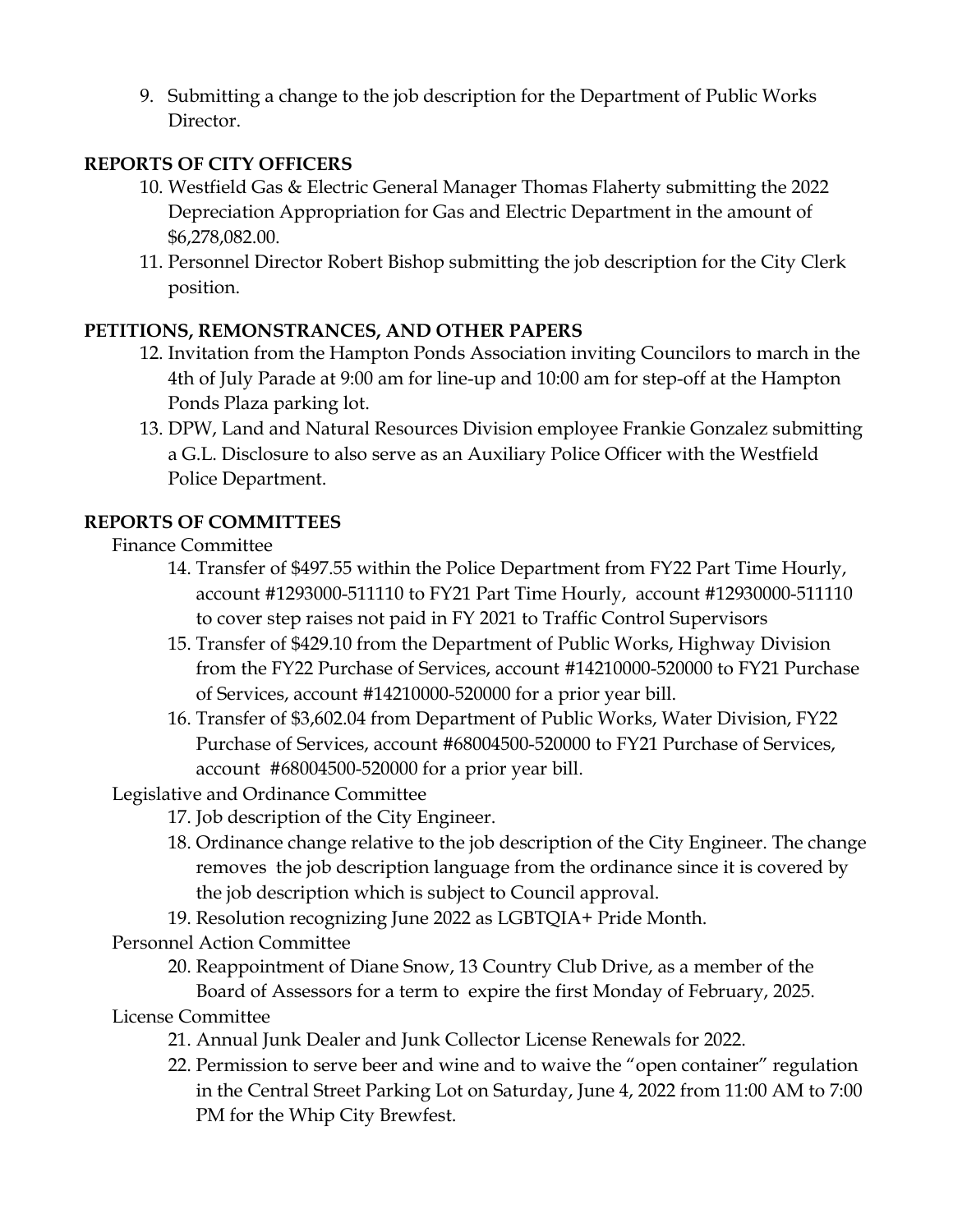9. Submitting a change to the job description for the Department of Public Works Director.

**REPORTS OF CITY OFFICERS**

10. Westfield Gas & Electric General Manager Thomas Flaherty submitting the 2022 Depreciation Appropriation for Gas and Electric Department in the amount of $6,278,082.00.
11. Personnel Director Robert Bishop submitting the job description for the City Clerk position.

**PETITIONS, REMONSTRANCES, AND OTHER PAPERS**

12. Invitation from the Hampton Ponds Association inviting Councilors to march in the 4th of July Parade at 9:00 am for line-up and 10:00 am for step-off at the Hampton Ponds Plaza parking lot.
13. DPW, Land and Natural Resources Division employee Frankie Gonzalez submitting a G.L. Disclosure to also serve as an Auxiliary Police Officer with the Westfield Police Department.

**REPORTS OF COMMITTEES**

Finance Committee

14. Transfer of $497.55 within the Police Department from FY22 Part Time Hourly, account #1293000-511110 to FY21 Part Time Hourly, account #12930000-511110 to cover step raises not paid in FY 2021 to Traffic Control Supervisors
15. Transfer of $429.10 from the Department of Public Works, Highway Division from the FY22 Purchase of Services, account #14210000-520000 to FY21 Purchase of Services, account #14210000-520000 for a prior year bill.
16. Transfer of $3,602.04 from Department of Public Works, Water Division, FY22 Purchase of Services, account #68004500-520000 to FY21 Purchase of Services, account #68004500-520000 for a prior year bill.

Legislative and Ordinance Committee

17. Job description of the City Engineer.
18. Ordinance change relative to the job description of the City Engineer. The change removes the job description language from the ordinance since it is covered by the job description which is subject to Council approval.
19. Resolution recognizing June 2022 as LGBTQIA+ Pride Month.

Personnel Action Committee

20. Reappointment of Diane Snow, 13 Country Club Drive, as a member of the Board of Assessors for a term to expire the first Monday of February, 2025.

License Committee

21. Annual Junk Dealer and Junk Collector License Renewals for 2022.
22. Permission to serve beer and wine and to waive the "open container" regulation in the Central Street Parking Lot on Saturday, June 4, 2022 from 11:00 AM to 7:00 PM for the Whip City Brewfest.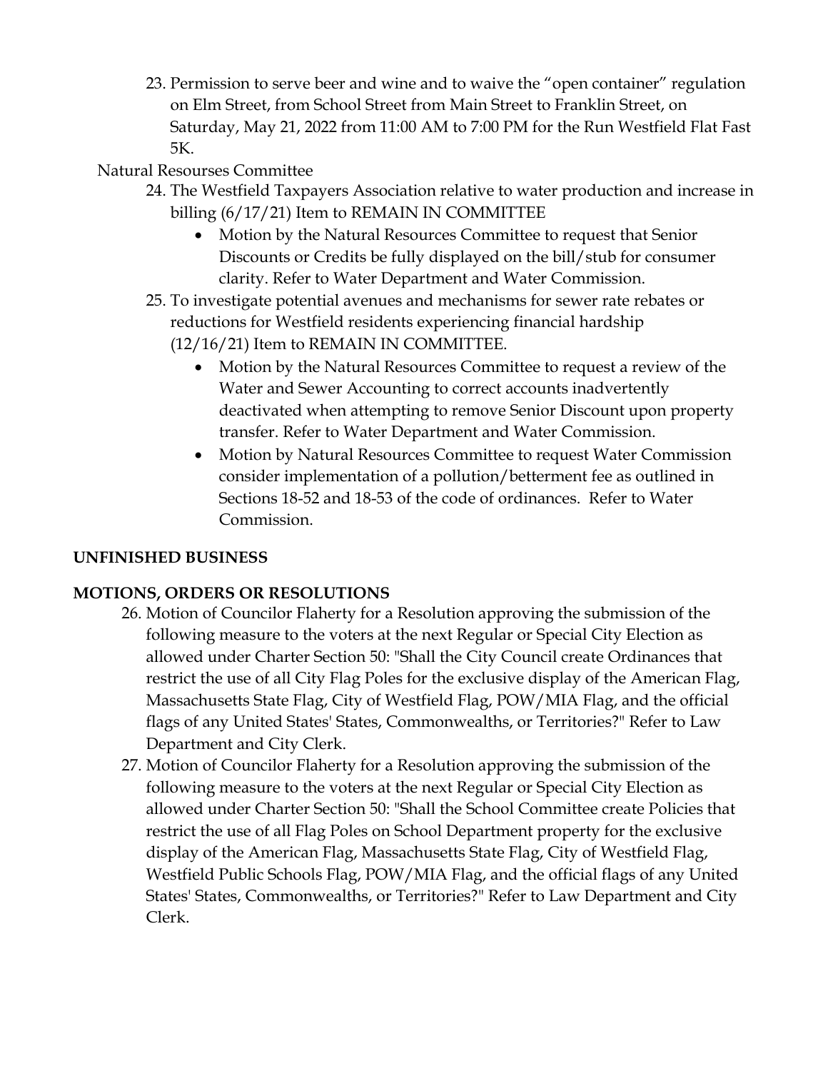23. Permission to serve beer and wine and to waive the "open container" regulation on Elm Street, from School Street from Main Street to Franklin Street, on Saturday, May 21, 2022 from 11:00 AM to 7:00 PM for the Run Westfield Flat Fast 5K.

Natural Resourses Committee

24. The Westfield Taxpayers Association relative to water production and increase in billing (6/17/21) Item to REMAIN IN COMMITTEE
    - Motion by the Natural Resources Committee to request that Senior Discounts or Credits be fully displayed on the bill/stub for consumer clarity. Refer to Water Department and Water Commission.
25. To investigate potential avenues and mechanisms for sewer rate rebates or reductions for Westfield residents experiencing financial hardship (12/16/21) Item to REMAIN IN COMMITTEE.
    - Motion by the Natural Resources Committee to request a review of the Water and Sewer Accounting to correct accounts inadvertently deactivated when attempting to remove Senior Discount upon property transfer. Refer to Water Department and Water Commission.
    - Motion by Natural Resources Committee to request Water Commission consider implementation of a pollution/betterment fee as outlined in Sections 18-52 and 18-53 of the code of ordinances. Refer to Water Commission.

**UNFINISHED BUSINESS**

**MOTIONS, ORDERS OR RESOLUTIONS**

26. Motion of Councilor Flaherty for a Resolution approving the submission of the following measure to the voters at the next Regular or Special City Election as allowed under Charter Section 50: "Shall the City Council create Ordinances that restrict the use of all City Flag Poles for the exclusive display of the American Flag, Massachusetts State Flag, City of Westfield Flag, POW/MIA Flag, and the official flags of any United States' States, Commonwealths, or Territories?" Refer to Law Department and City Clerk.
27. Motion of Councilor Flaherty for a Resolution approving the submission of the following measure to the voters at the next Regular or Special City Election as allowed under Charter Section 50: "Shall the School Committee create Policies that restrict the use of all Flag Poles on School Department property for the exclusive display of the American Flag, Massachusetts State Flag, City of Westfield Flag, Westfield Public Schools Flag, POW/MIA Flag, and the official flags of any United States' States, Commonwealths, or Territories?" Refer to Law Department and City Clerk.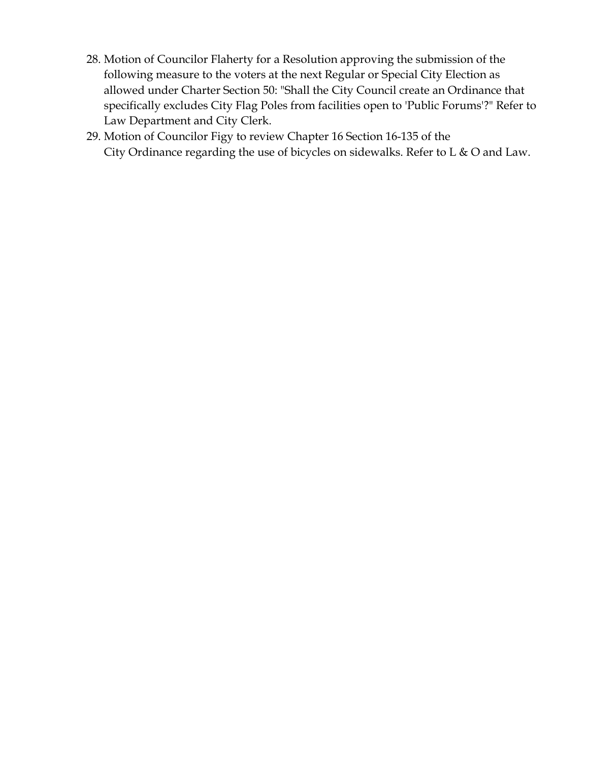28. Motion of Councilor Flaherty for a Resolution approving the submission of the following measure to the voters at the next Regular or Special City Election as allowed under Charter Section 50: "Shall the City Council create an Ordinance that specifically excludes City Flag Poles from facilities open to 'Public Forums'?" Refer to Law Department and City Clerk.
29. Motion of Councilor Figy to review Chapter 16 Section 16-135 of the City Ordinance regarding the use of bicycles on sidewalks. Refer to L & O and Law.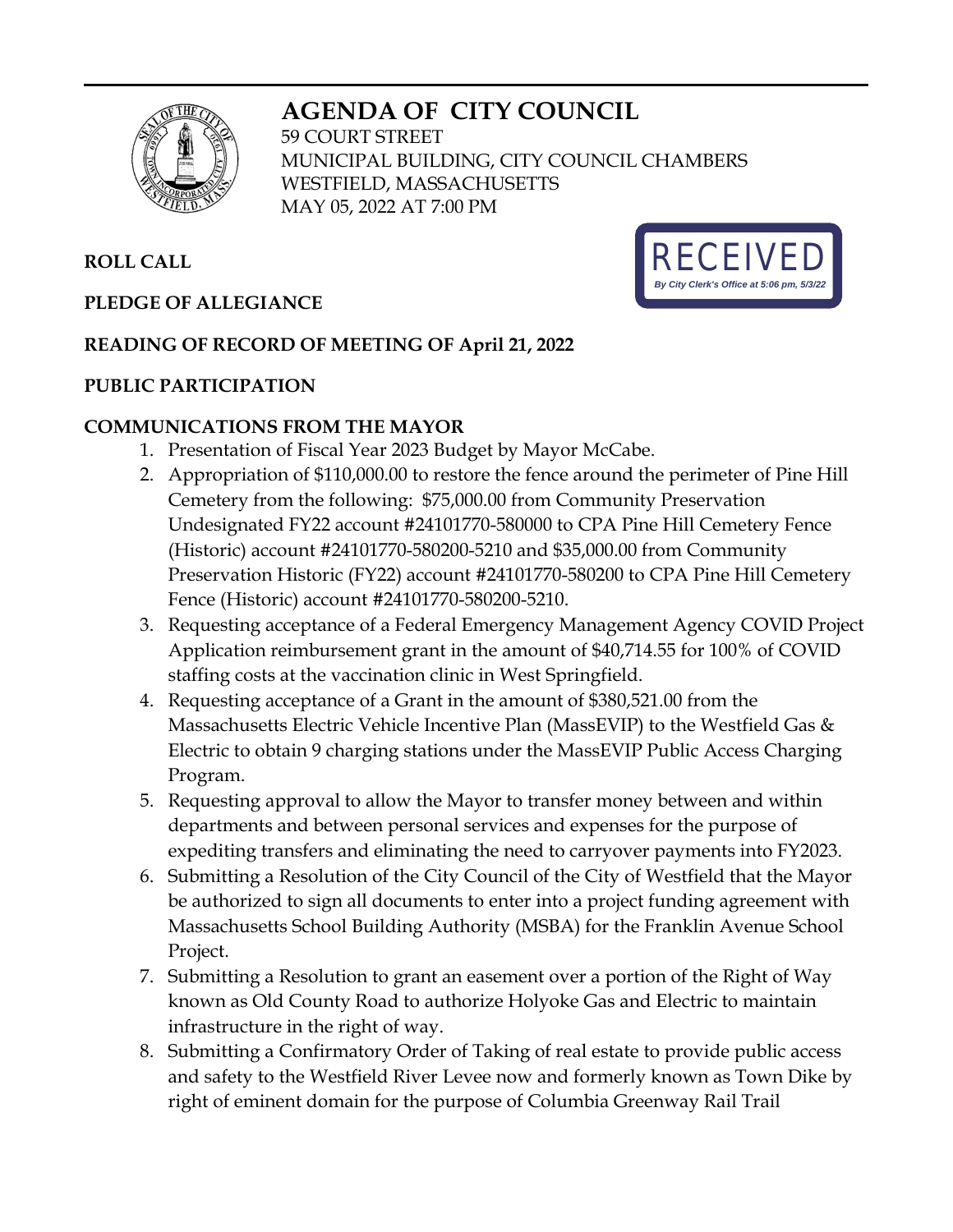# AGENDA OF CITY COUNCIL

59 COURT STREET
MUNICIPAL BUILDING, CITY COUNCIL CHAMBERS
WESTFIELD, MASSACHUSETTS
MAY 05, 2022 AT 7:00 PM

RECEIVED
*By City Clerk's Office at 5:06 pm, 5/3/22*

**ROLL CALL**

**PLEDGE OF ALLEGIANCE**

**READING OF RECORD OF MEETING OF April 21, 2022**

**PUBLIC PARTICIPATION**

**COMMUNICATIONS FROM THE MAYOR**

1. Presentation of Fiscal Year 2023 Budget by Mayor McCabe.
2. Appropriation of $110,000.00 to restore the fence around the perimeter of Pine Hill Cemetery from the following: $75,000.00 from Community Preservation Undesignated FY22 account #24101770-580000 to CPA Pine Hill Cemetery Fence (Historic) account #24101770-580200-5210 and $35,000.00 from Community Preservation Historic (FY22) account #24101770-580200 to CPA Pine Hill Cemetery Fence (Historic) account #24101770-580200-5210.
3. Requesting acceptance of a Federal Emergency Management Agency COVID Project Application reimbursement grant in the amount of $40,714.55 for 100% of COVID staffing costs at the vaccination clinic in West Springfield.
4. Requesting acceptance of a Grant in the amount of $380,521.00 from the Massachusetts Electric Vehicle Incentive Plan (MassEVIP) to the Westfield Gas & Electric to obtain 9 charging stations under the MassEVIP Public Access Charging Program.
5. Requesting approval to allow the Mayor to transfer money between and within departments and between personal services and expenses for the purpose of expediting transfers and eliminating the need to carryover payments into FY2023.
6. Submitting a Resolution of the City Council of the City of Westfield that the Mayor be authorized to sign all documents to enter into a project funding agreement with Massachusetts School Building Authority (MSBA) for the Franklin Avenue School Project.
7. Submitting a Resolution to grant an easement over a portion of the Right of Way known as Old County Road to authorize Holyoke Gas and Electric to maintain infrastructure in the right of way.
8. Submitting a Confirmatory Order of Taking of real estate to provide public access and safety to the Westfield River Levee now and formerly known as Town Dike by right of eminent domain for the purpose of Columbia Greenway Rail Trail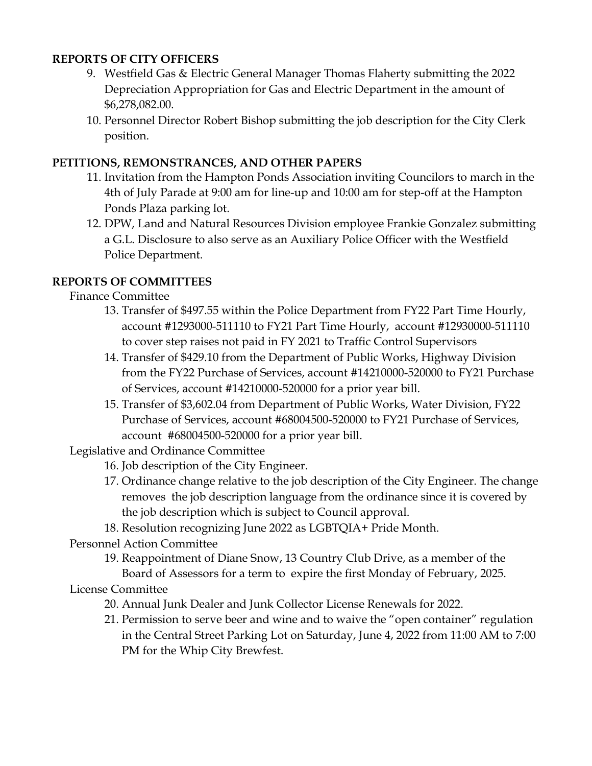**REPORTS OF CITY OFFICERS**

9. Westfield Gas & Electric General Manager Thomas Flaherty submitting the 2022 Depreciation Appropriation for Gas and Electric Department in the amount of $6,278,082.00.
10. Personnel Director Robert Bishop submitting the job description for the City Clerk position.

**PETITIONS, REMONSTRANCES, AND OTHER PAPERS**

11. Invitation from the Hampton Ponds Association inviting Councilors to march in the 4th of July Parade at 9:00 am for line-up and 10:00 am for step-off at the Hampton Ponds Plaza parking lot.
12. DPW, Land and Natural Resources Division employee Frankie Gonzalez submitting a G.L. Disclosure to also serve as an Auxiliary Police Officer with the Westfield Police Department.

**REPORTS OF COMMITTEES**

Finance Committee

13. Transfer of $497.55 within the Police Department from FY22 Part Time Hourly, account #1293000-511110 to FY21 Part Time Hourly, account #12930000-511110 to cover step raises not paid in FY 2021 to Traffic Control Supervisors
14. Transfer of $429.10 from the Department of Public Works, Highway Division from the FY22 Purchase of Services, account #14210000-520000 to FY21 Purchase of Services, account #14210000-520000 for a prior year bill.
15. Transfer of $3,602.04 from Department of Public Works, Water Division, FY22 Purchase of Services, account #68004500-520000 to FY21 Purchase of Services, account #68004500-520000 for a prior year bill.

Legislative and Ordinance Committee

16. Job description of the City Engineer.
17. Ordinance change relative to the job description of the City Engineer. The change removes the job description language from the ordinance since it is covered by the job description which is subject to Council approval.
18. Resolution recognizing June 2022 as LGBTQIA+ Pride Month.

Personnel Action Committee

19. Reappointment of Diane Snow, 13 Country Club Drive, as a member of the Board of Assessors for a term to expire the first Monday of February, 2025.

License Committee

20. Annual Junk Dealer and Junk Collector License Renewals for 2022.
21. Permission to serve beer and wine and to waive the "open container" regulation in the Central Street Parking Lot on Saturday, June 4, 2022 from 11:00 AM to 7:00 PM for the Whip City Brewfest.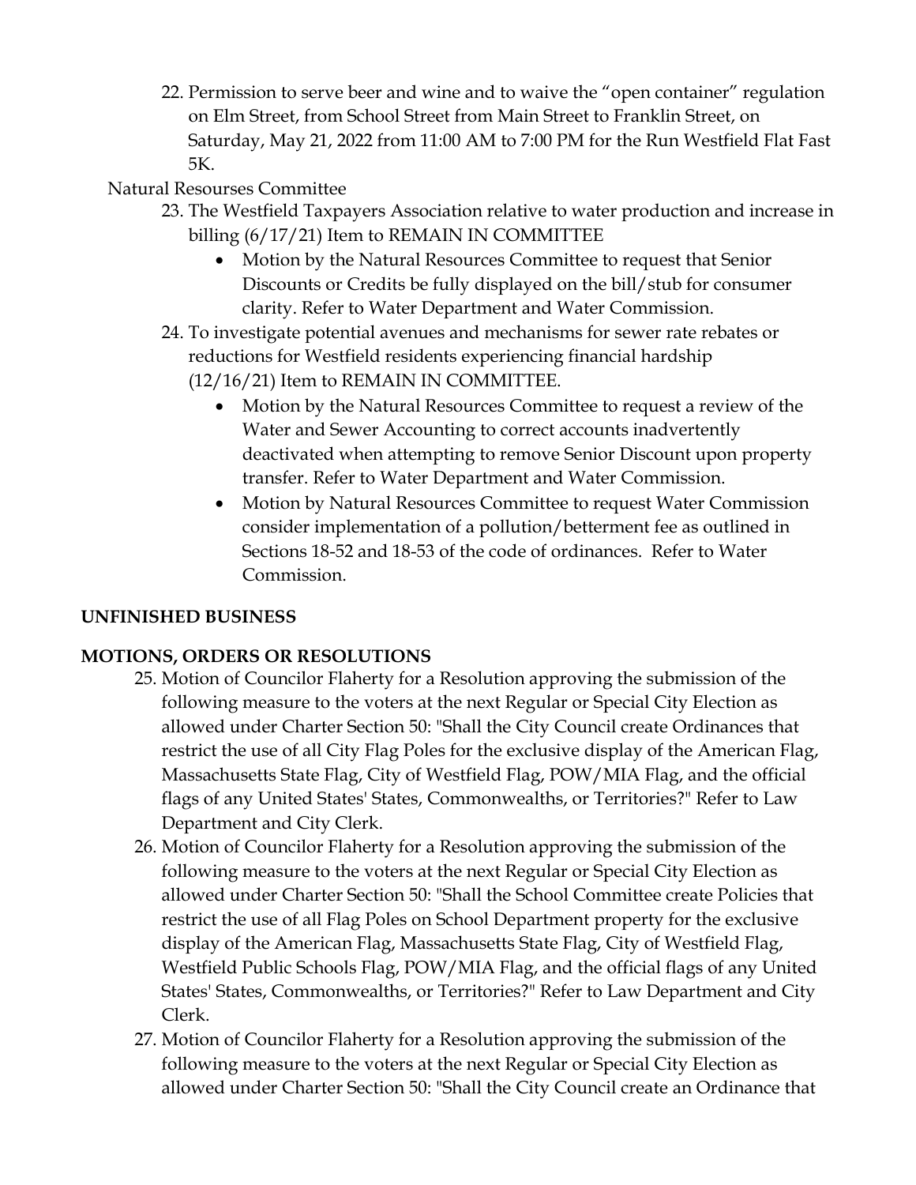22. Permission to serve beer and wine and to waive the "open container" regulation on Elm Street, from School Street from Main Street to Franklin Street, on Saturday, May 21, 2022 from 11:00 AM to 7:00 PM for the Run Westfield Flat Fast 5K.

Natural Resourses Committee

23. The Westfield Taxpayers Association relative to water production and increase in billing (6/17/21) Item to REMAIN IN COMMITTEE
    - Motion by the Natural Resources Committee to request that Senior Discounts or Credits be fully displayed on the bill/stub for consumer clarity. Refer to Water Department and Water Commission.
24. To investigate potential avenues and mechanisms for sewer rate rebates or reductions for Westfield residents experiencing financial hardship (12/16/21) Item to REMAIN IN COMMITTEE.
    - Motion by the Natural Resources Committee to request a review of the Water and Sewer Accounting to correct accounts inadvertently deactivated when attempting to remove Senior Discount upon property transfer. Refer to Water Department and Water Commission.
    - Motion by Natural Resources Committee to request Water Commission consider implementation of a pollution/betterment fee as outlined in Sections 18-52 and 18-53 of the code of ordinances. Refer to Water Commission.

**UNFINISHED BUSINESS**

**MOTIONS, ORDERS OR RESOLUTIONS**

25. Motion of Councilor Flaherty for a Resolution approving the submission of the following measure to the voters at the next Regular or Special City Election as allowed under Charter Section 50: "Shall the City Council create Ordinances that restrict the use of all City Flag Poles for the exclusive display of the American Flag, Massachusetts State Flag, City of Westfield Flag, POW/MIA Flag, and the official flags of any United States' States, Commonwealths, or Territories?" Refer to Law Department and City Clerk.
26. Motion of Councilor Flaherty for a Resolution approving the submission of the following measure to the voters at the next Regular or Special City Election as allowed under Charter Section 50: "Shall the School Committee create Policies that restrict the use of all Flag Poles on School Department property for the exclusive display of the American Flag, Massachusetts State Flag, City of Westfield Flag, Westfield Public Schools Flag, POW/MIA Flag, and the official flags of any United States' States, Commonwealths, or Territories?" Refer to Law Department and City Clerk.
27. Motion of Councilor Flaherty for a Resolution approving the submission of the following measure to the voters at the next Regular or Special City Election as allowed under Charter Section 50: "Shall the City Council create an Ordinance that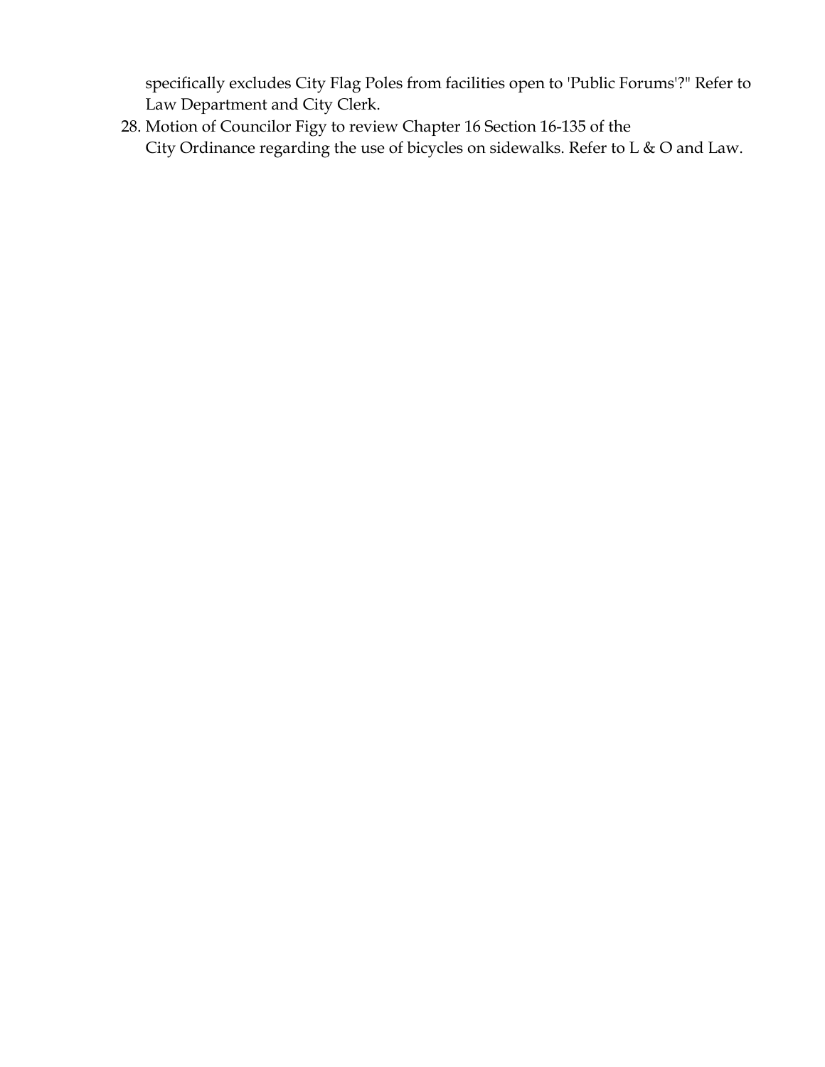specifically excludes City Flag Poles from facilities open to 'Public Forums'?" Refer to Law Department and City Clerk.

28. Motion of Councilor Figy to review Chapter 16 Section 16-135 of the City Ordinance regarding the use of bicycles on sidewalks. Refer to L & O and Law.